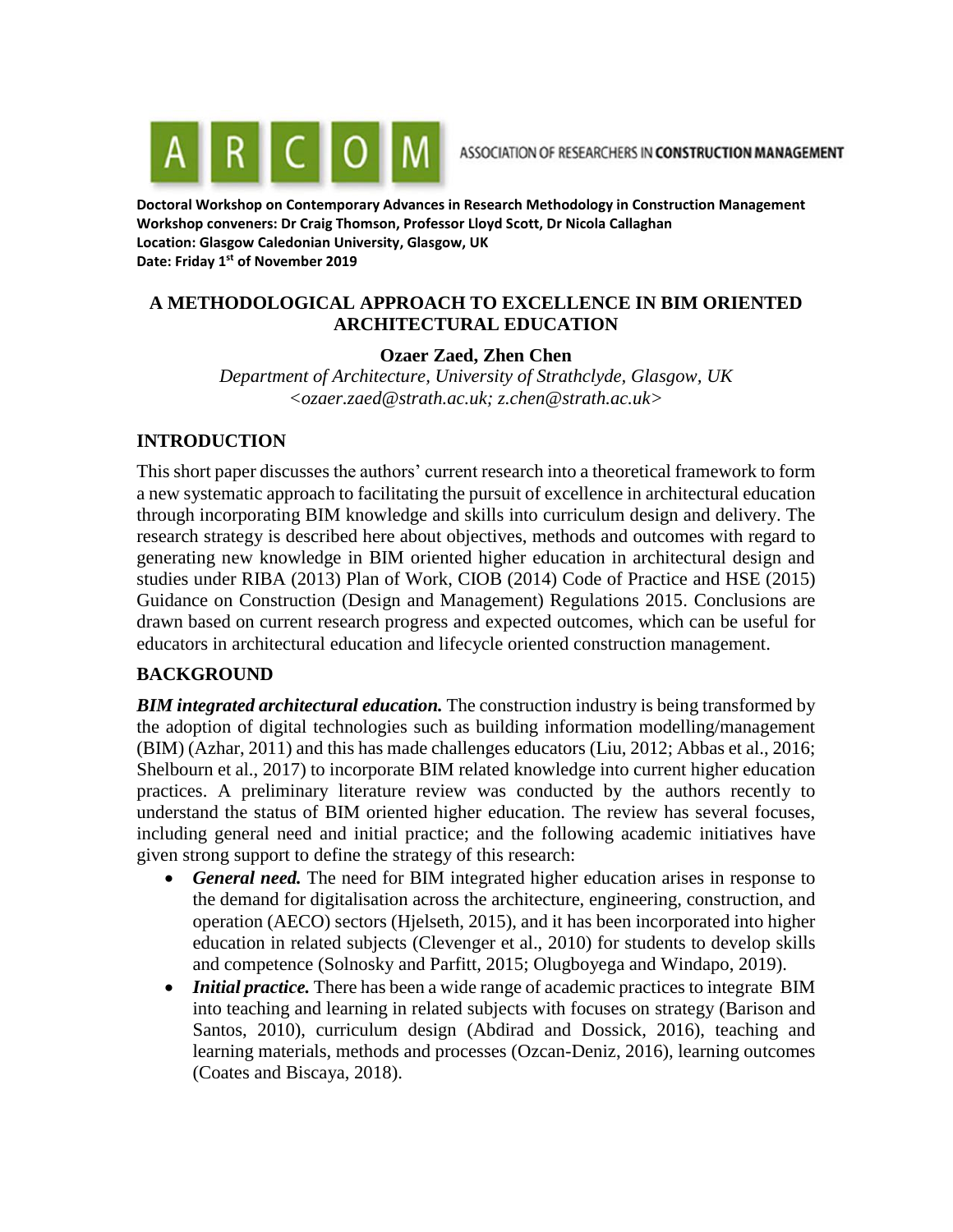ASSOCIATION OF RESEARCHERS IN **CONSTRUCTION MANAGEMENT**

**Doctoral Workshop on Contemporary Advances in Research Methodology in Construction Management**
**Workshop conveners: Dr Craig Thomson, Professor Lloyd Scott, Dr Nicola Callaghan**
**Location: Glasgow Caledonian University, Glasgow, UK**
**Date: Friday 1st of November 2019**

# A METHODOLOGICAL APPROACH TO EXCELLENCE IN BIM ORIENTED ARCHITECTURAL EDUCATION

**Ozaer Zaed, Zhen Chen**

*Department of Architecture, University of Strathclyde, Glasgow, UK*
*<ozaer.zaed@strath.ac.uk; z.chen@strath.ac.uk>*

## INTRODUCTION

This short paper discusses the authors' current research into a theoretical framework to form a new systematic approach to facilitating the pursuit of excellence in architectural education through incorporating BIM knowledge and skills into curriculum design and delivery. The research strategy is described here about objectives, methods and outcomes with regard to generating new knowledge in BIM oriented higher education in architectural design and studies under RIBA (2013) Plan of Work, CIOB (2014) Code of Practice and HSE (2015) Guidance on Construction (Design and Management) Regulations 2015. Conclusions are drawn based on current research progress and expected outcomes, which can be useful for educators in architectural education and lifecycle oriented construction management.

## BACKGROUND

***BIM integrated architectural education.*** The construction industry is being transformed by the adoption of digital technologies such as building information modelling/management (BIM) (Azhar, 2011) and this has made challenges educators (Liu, 2012; Abbas et al., 2016; Shelbourn et al., 2017) to incorporate BIM related knowledge into current higher education practices. A preliminary literature review was conducted by the authors recently to understand the status of BIM oriented higher education. The review has several focuses, including general need and initial practice; and the following academic initiatives have given strong support to define the strategy of this research:

- ***General need.*** The need for BIM integrated higher education arises in response to the demand for digitalisation across the architecture, engineering, construction, and operation (AECO) sectors (Hjelseth, 2015), and it has been incorporated into higher education in related subjects (Clevenger et al., 2010) for students to develop skills and competence (Solnosky and Parfitt, 2015; Olugboyega and Windapo, 2019).
- ***Initial practice.*** There has been a wide range of academic practices to integrate BIM into teaching and learning in related subjects with focuses on strategy (Barison and Santos, 2010), curriculum design (Abdirad and Dossick, 2016), teaching and learning materials, methods and processes (Ozcan-Deniz, 2016), learning outcomes (Coates and Biscaya, 2018).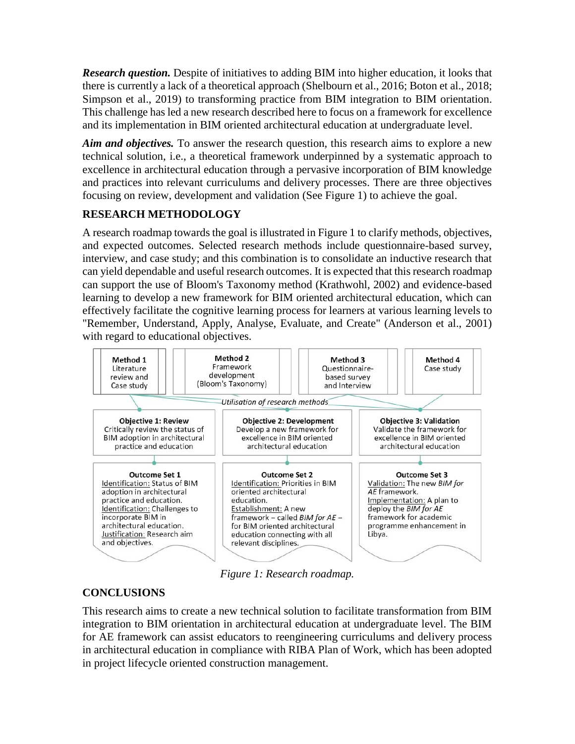***Research question.*** Despite of initiatives to adding BIM into higher education, it looks that there is currently a lack of a theoretical approach (Shelbourn et al., 2016; Boton et al., 2018; Simpson et al., 2019) to transforming practice from BIM integration to BIM orientation. This challenge has led a new research described here to focus on a framework for excellence and its implementation in BIM oriented architectural education at undergraduate level.

***Aim and objectives.*** To answer the research question, this research aims to explore a new technical solution, i.e., a theoretical framework underpinned by a systematic approach to excellence in architectural education through a pervasive incorporation of BIM knowledge and practices into relevant curriculums and delivery processes. There are three objectives focusing on review, development and validation (See Figure 1) to achieve the goal.

## RESEARCH METHODOLOGY

A research roadmap towards the goal is illustrated in Figure 1 to clarify methods, objectives, and expected outcomes. Selected research methods include questionnaire-based survey, interview, and case study; and this combination is to consolidate an inductive research that can yield dependable and useful research outcomes. It is expected that this research roadmap can support the use of Bloom's Taxonomy method (Krathwohl, 2002) and evidence-based learning to develop a new framework for BIM oriented architectural education, which can effectively facilitate the cognitive learning process for learners at various learning levels to "Remember, Understand, Apply, Analyse, Evaluate, and Create" (Anderson et al., 2001) with regard to educational objectives.

| Method 1 Literature review and Case study | Method 2 Framework development (Bloom's Taxonomy) | Method 3 Questionnaire-based survey and Interview | Method 4 Case study |
|---|---|---|---|

*Utilisation of research methods*

| Objective 1: Review | Objective 2: Development | Objective 3: Validation |
|---|---|---|
| Critically review the status of BIM adoption in architectural practice and education | Develop a new framework for excellence in BIM oriented architectural education | Validate the framework for excellence in BIM oriented architectural education |
| **Outcome Set 1** | **Outcome Set 2** | **Outcome Set 3** |
| Identification: Status of BIM adoption in architectural practice and education. Identification: Challenges to incorporate BIM in architectural education. Justification: Research aim and objectives. | Identification: Priorities in BIM oriented architectural education. Establishment: A new framework – called *BIM for AE* – for BIM oriented architectural education connecting with all relevant disciplines. | Validation: The new *BIM for AE* framework. Implementation: A plan to deploy the *BIM for AE* framework for academic programme enhancement in Libya. |

*Figure 1: Research roadmap.*

## CONCLUSIONS

This research aims to create a new technical solution to facilitate transformation from BIM integration to BIM orientation in architectural education at undergraduate level. The BIM for AE framework can assist educators to reengineering curriculums and delivery process in architectural education in compliance with RIBA Plan of Work, which has been adopted in project lifecycle oriented construction management.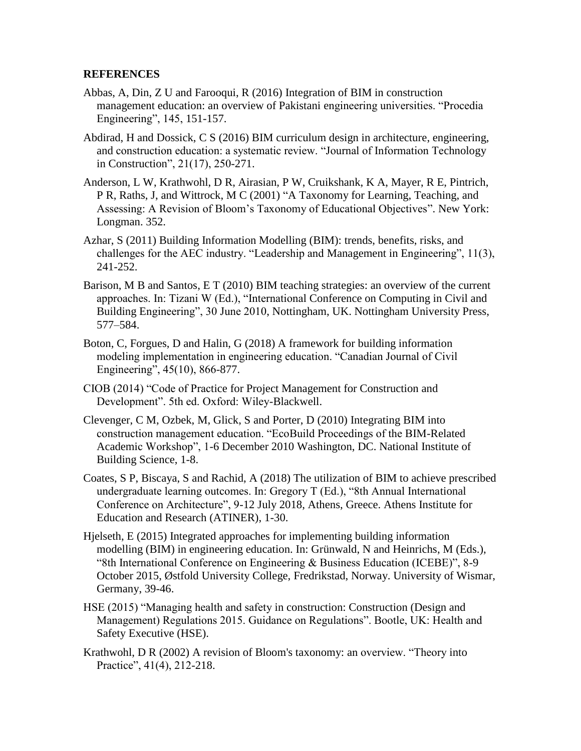## REFERENCES

Abbas, A, Din, Z U and Farooqui, R (2016) Integration of BIM in construction management education: an overview of Pakistani engineering universities. "Procedia Engineering", 145, 151-157.

Abdirad, H and Dossick, C S (2016) BIM curriculum design in architecture, engineering, and construction education: a systematic review. "Journal of Information Technology in Construction", 21(17), 250-271.

Anderson, L W, Krathwohl, D R, Airasian, P W, Cruikshank, K A, Mayer, R E, Pintrich, P R, Raths, J, and Wittrock, M C (2001) "A Taxonomy for Learning, Teaching, and Assessing: A Revision of Bloom's Taxonomy of Educational Objectives". New York: Longman. 352.

Azhar, S (2011) Building Information Modelling (BIM): trends, benefits, risks, and challenges for the AEC industry. "Leadership and Management in Engineering", 11(3), 241-252.

Barison, M B and Santos, E T (2010) BIM teaching strategies: an overview of the current approaches. In: Tizani W (Ed.), "International Conference on Computing in Civil and Building Engineering", 30 June 2010, Nottingham, UK. Nottingham University Press, 577–584.

Boton, C, Forgues, D and Halin, G (2018) A framework for building information modeling implementation in engineering education. "Canadian Journal of Civil Engineering", 45(10), 866-877.

CIOB (2014) "Code of Practice for Project Management for Construction and Development". 5th ed. Oxford: Wiley-Blackwell.

Clevenger, C M, Ozbek, M, Glick, S and Porter, D (2010) Integrating BIM into construction management education. "EcoBuild Proceedings of the BIM-Related Academic Workshop", 1-6 December 2010 Washington, DC. National Institute of Building Science, 1-8.

Coates, S P, Biscaya, S and Rachid, A (2018) The utilization of BIM to achieve prescribed undergraduate learning outcomes. In: Gregory T (Ed.), "8th Annual International Conference on Architecture", 9-12 July 2018, Athens, Greece. Athens Institute for Education and Research (ATINER), 1-30.

Hjelseth, E (2015) Integrated approaches for implementing building information modelling (BIM) in engineering education. In: Grünwald, N and Heinrichs, M (Eds.), "8th International Conference on Engineering & Business Education (ICEBE)", 8-9 October 2015, Østfold University College, Fredrikstad, Norway. University of Wismar, Germany, 39-46.

HSE (2015) "Managing health and safety in construction: Construction (Design and Management) Regulations 2015. Guidance on Regulations". Bootle, UK: Health and Safety Executive (HSE).

Krathwohl, D R (2002) A revision of Bloom's taxonomy: an overview. "Theory into Practice", 41(4), 212-218.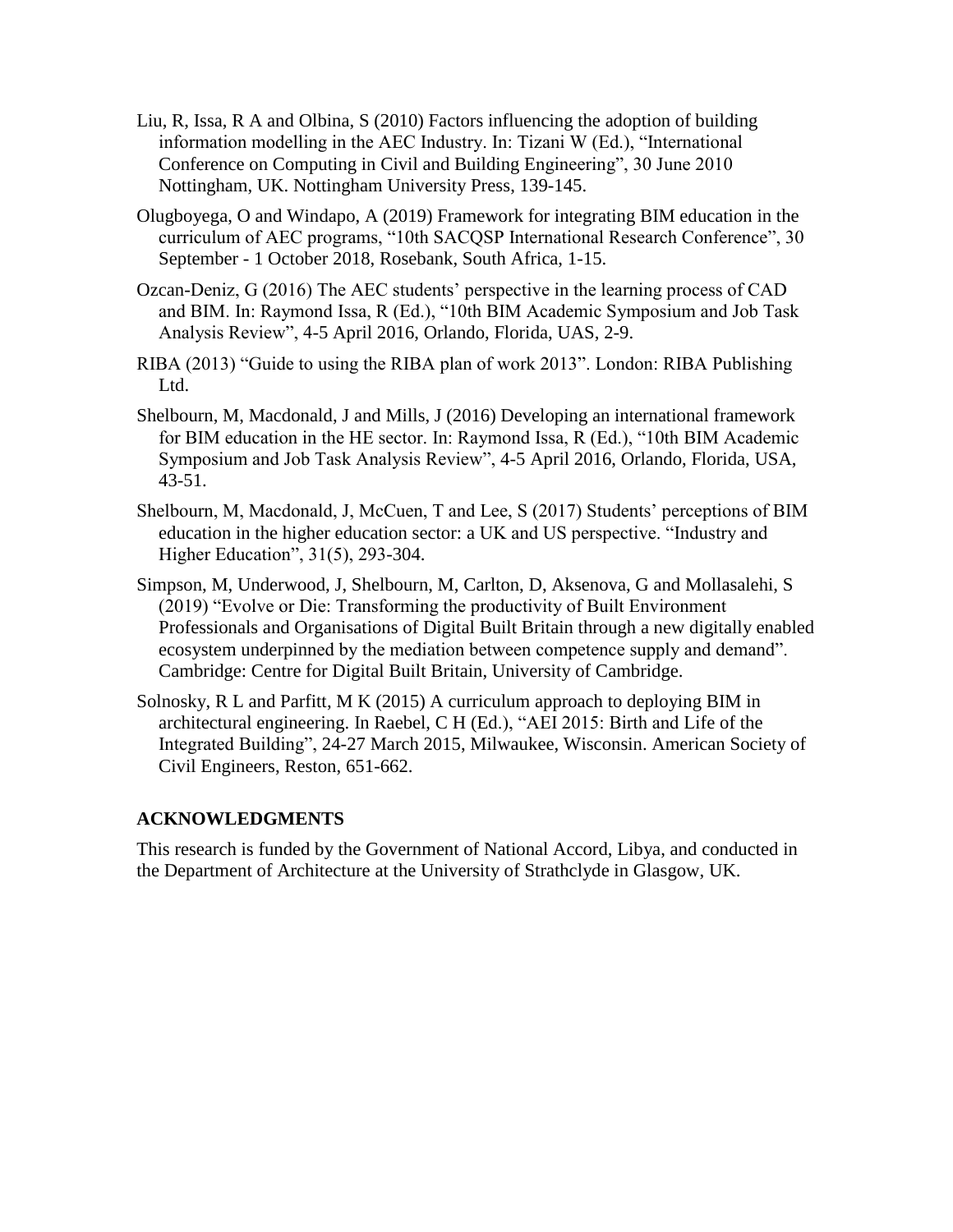Liu, R, Issa, R A and Olbina, S (2010) Factors influencing the adoption of building information modelling in the AEC Industry. In: Tizani W (Ed.), "International Conference on Computing in Civil and Building Engineering", 30 June 2010 Nottingham, UK. Nottingham University Press, 139-145.

Olugboyega, O and Windapo, A (2019) Framework for integrating BIM education in the curriculum of AEC programs, "10th SACQSP International Research Conference", 30 September - 1 October 2018, Rosebank, South Africa, 1-15.

Ozcan-Deniz, G (2016) The AEC students' perspective in the learning process of CAD and BIM. In: Raymond Issa, R (Ed.), "10th BIM Academic Symposium and Job Task Analysis Review", 4-5 April 2016, Orlando, Florida, UAS, 2-9.

RIBA (2013) "Guide to using the RIBA plan of work 2013". London: RIBA Publishing Ltd.

Shelbourn, M, Macdonald, J and Mills, J (2016) Developing an international framework for BIM education in the HE sector. In: Raymond Issa, R (Ed.), "10th BIM Academic Symposium and Job Task Analysis Review", 4-5 April 2016, Orlando, Florida, USA, 43-51.

Shelbourn, M, Macdonald, J, McCuen, T and Lee, S (2017) Students' perceptions of BIM education in the higher education sector: a UK and US perspective. "Industry and Higher Education", 31(5), 293-304.

Simpson, M, Underwood, J, Shelbourn, M, Carlton, D, Aksenova, G and Mollasalehi, S (2019) "Evolve or Die: Transforming the productivity of Built Environment Professionals and Organisations of Digital Built Britain through a new digitally enabled ecosystem underpinned by the mediation between competence supply and demand". Cambridge: Centre for Digital Built Britain, University of Cambridge.

Solnosky, R L and Parfitt, M K (2015) A curriculum approach to deploying BIM in architectural engineering. In Raebel, C H (Ed.), "AEI 2015: Birth and Life of the Integrated Building", 24-27 March 2015, Milwaukee, Wisconsin. American Society of Civil Engineers, Reston, 651-662.

## ACKNOWLEDGMENTS

This research is funded by the Government of National Accord, Libya, and conducted in the Department of Architecture at the University of Strathclyde in Glasgow, UK.